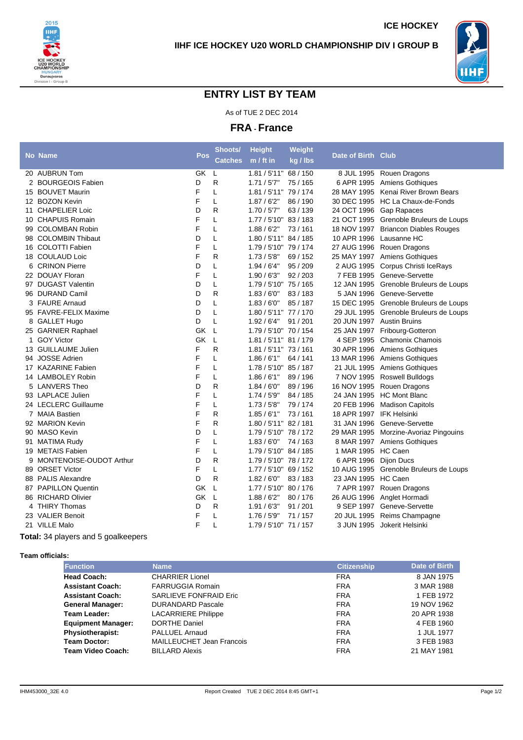ICE HOCKEY

# IIHF ICE HOCKEY U20 WORLD CHAMPIONSHIP DIV I GROUP B

## ENTRY LIST BY TEAM

As of TUE 2 DEC 2014

### FRA - France

| No | Name | Pos | Shoots/ Catches | Height m / ft in | Weight kg / lbs | Date of Birth | Club |
|---|---|---|---|---|---|---|---|
| 20 | AUBRUN Tom | GK | L | 1.81 / 5'11" | 68 / 150 | 8 JUL 1995 | Rouen Dragons |
| 2 | BOURGEOIS Fabien | D | R | 1.71 / 5'7" | 75 / 165 | 6 APR 1995 | Amiens Gothiques |
| 15 | BOUVET Maurin | F | L | 1.81 / 5'11" | 79 / 174 | 28 MAY 1995 | Kenai River Brown Bears |
| 12 | BOZON Kevin | F | L | 1.87 / 6'2" | 86 / 190 | 30 DEC 1995 | HC La Chaux-de-Fonds |
| 11 | CHAPELIER Loic | D | R | 1.70 / 5'7" | 63 / 139 | 24 OCT 1996 | Gap Rapaces |
| 10 | CHAPUIS Romain | F | L | 1.77 / 5'10" | 83 / 183 | 21 OCT 1995 | Grenoble Bruleurs de Loups |
| 99 | COLOMBAN Robin | F | L | 1.88 / 6'2" | 73 / 161 | 18 NOV 1997 | Briancon Diables Rouges |
| 98 | COLOMBIN Thibaut | D | L | 1.80 / 5'11" | 84 / 185 | 10 APR 1996 | Lausanne HC |
| 16 | COLOTTI Fabien | F | L | 1.79 / 5'10" | 79 / 174 | 27 AUG 1996 | Rouen Dragons |
| 18 | COULAUD Loic | F | R | 1.73 / 5'8" | 69 / 152 | 25 MAY 1997 | Amiens Gothiques |
| 6 | CRINON Pierre | D | L | 1.94 / 6'4" | 95 / 209 | 2 AUG 1995 | Corpus Christi IceRays |
| 22 | DOUAY Floran | F | L | 1.90 / 6'3" | 92 / 203 | 7 FEB 1995 | Geneve-Servette |
| 97 | DUGAST Valentin | D | L | 1.79 / 5'10" | 75 / 165 | 12 JAN 1995 | Grenoble Bruleurs de Loups |
| 96 | DURAND Camil | D | R | 1.83 / 6'0" | 83 / 183 | 5 JAN 1996 | Geneve-Servette |
| 3 | FAURE Arnaud | D | L | 1.83 / 6'0" | 85 / 187 | 15 DEC 1995 | Grenoble Bruleurs de Loups |
| 95 | FAVRE-FELIX Maxime | D | L | 1.80 / 5'11" | 77 / 170 | 29 JUL 1995 | Grenoble Bruleurs de Loups |
| 8 | GALLET Hugo | D | L | 1.92 / 6'4" | 91 / 201 | 20 JUN 1997 | Austin Bruins |
| 25 | GARNIER Raphael | GK | L | 1.79 / 5'10" | 70 / 154 | 25 JAN 1997 | Fribourg-Gotteron |
| 1 | GOY Victor | GK | L | 1.81 / 5'11" | 81 / 179 | 4 SEP 1995 | Chamonix Chamois |
| 13 | GUILLAUME Julien | F | R | 1.81 / 5'11" | 73 / 161 | 30 APR 1996 | Amiens Gothiques |
| 94 | JOSSE Adrien | F | L | 1.86 / 6'1" | 64 / 141 | 13 MAR 1996 | Amiens Gothiques |
| 17 | KAZARINE Fabien | F | L | 1.78 / 5'10" | 85 / 187 | 21 JUL 1995 | Amiens Gothiques |
| 14 | LAMBOLEY Robin | F | L | 1.86 / 6'1" | 89 / 196 | 7 NOV 1995 | Roswell Bulldogs |
| 5 | LANVERS Theo | D | R | 1.84 / 6'0" | 89 / 196 | 16 NOV 1995 | Rouen Dragons |
| 93 | LAPLACE Julien | F | L | 1.74 / 5'9" | 84 / 185 | 24 JAN 1995 | HC Mont Blanc |
| 24 | LECLERC Guillaume | F | L | 1.73 / 5'8" | 79 / 174 | 20 FEB 1996 | Madison Capitols |
| 7 | MAIA Bastien | F | R | 1.85 / 6'1" | 73 / 161 | 18 APR 1997 | IFK Helsinki |
| 92 | MARION Kevin | F | R | 1.80 / 5'11" | 82 / 181 | 31 JAN 1996 | Geneve-Servette |
| 90 | MASO Kevin | D | L | 1.79 / 5'10" | 78 / 172 | 29 MAR 1995 | Morzine-Avoriaz Pingouins |
| 91 | MATIMA Rudy | F | L | 1.83 / 6'0" | 74 / 163 | 8 MAR 1997 | Amiens Gothiques |
| 19 | METAIS Fabien | F | L | 1.79 / 5'10" | 84 / 185 | 1 MAR 1995 | HC Caen |
| 9 | MONTENOISE-OUDOT Arthur | D | R | 1.79 / 5'10" | 78 / 172 | 6 APR 1996 | Dijon Ducs |
| 89 | ORSET Victor | F | L | 1.77 / 5'10" | 69 / 152 | 10 AUG 1995 | Grenoble Bruleurs de Loups |
| 88 | PALIS Alexandre | D | R | 1.82 / 6'0" | 83 / 183 | 23 JAN 1995 | HC Caen |
| 87 | PAPILLON Quentin | GK | L | 1.77 / 5'10" | 80 / 176 | 7 APR 1997 | Rouen Dragons |
| 86 | RICHARD Olivier | GK | L | 1.88 / 6'2" | 80 / 176 | 26 AUG 1996 | Anglet Hormadi |
| 4 | THIRY Thomas | D | R | 1.91 / 6'3" | 91 / 201 | 9 SEP 1997 | Geneve-Servette |
| 23 | VALIER Benoit | F | L | 1.76 / 5'9" | 71 / 157 | 20 JUL 1995 | Reims Champagne |
| 21 | VILLE Malo | F | L | 1.79 / 5'10" | 71 / 157 | 3 JUN 1995 | Jokerit Helsinki |

**Total:** 34 players and 5 goalkeepers

**Team officials:**

| Function | Name | Citizenship | Date of Birth |
|---|---|---|---|
| **Head Coach:** | CHARRIER Lionel | FRA | 8 JAN 1975 |
| **Assistant Coach:** | FARRUGGIA Romain | FRA | 3 MAR 1988 |
| **Assistant Coach:** | SARLIEVE FONFRAID Eric | FRA | 1 FEB 1972 |
| **General Manager:** | DURANDARD Pascale | FRA | 19 NOV 1962 |
| **Team Leader:** | LACARRIERE Philippe | FRA | 20 APR 1938 |
| **Equipment Manager:** | DORTHE Daniel | FRA | 4 FEB 1960 |
| **Physiotherapist:** | PALLUEL Arnaud | FRA | 1 JUL 1977 |
| **Team Doctor:** | MAILLEUCHET Jean Francois | FRA | 3 FEB 1983 |
| **Team Video Coach:** | BILLARD Alexis | FRA | 21 MAY 1981 |

IHM453000_32E 4.0 Report Created TUE 2 DEC 2014 8:45 GMT+1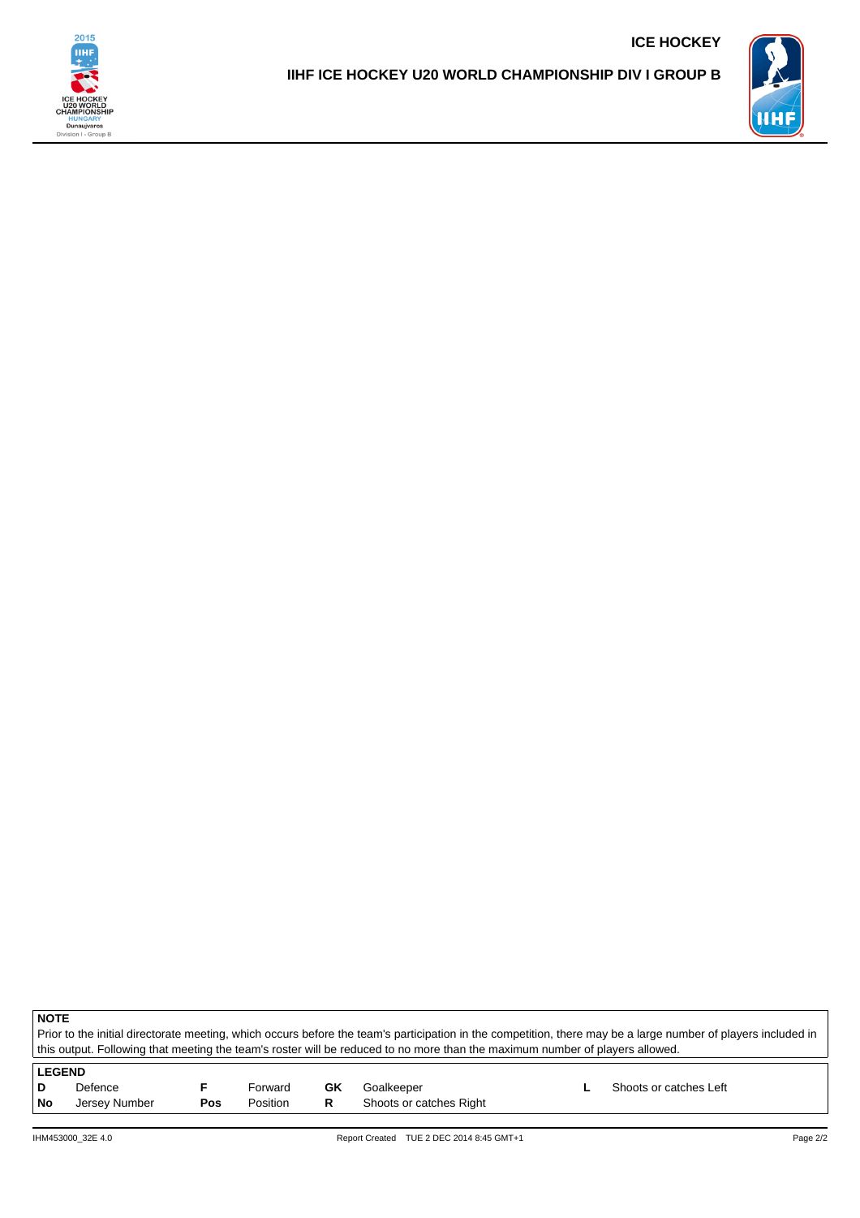**NOTE**

Prior to the initial directorate meeting, which occurs before the team's participation in the competition, there may be a large number of players included in this output. Following that meeting the team's roster will be reduced to no more than the maximum number of players allowed.

**LEGEND**

| | | | | | | | |
|---|---|---|---|---|---|---|---|
| **D** | Defence | **F** | Forward | **GK** | Goalkeeper | **L** | Shoots or catches Left |
| **No** | Jersey Number | **Pos** | Position | **R** | Shoots or catches Right | | |

IHM453000_32E 4.0 Report Created TUE 2 DEC 2014 8:45 GMT+1